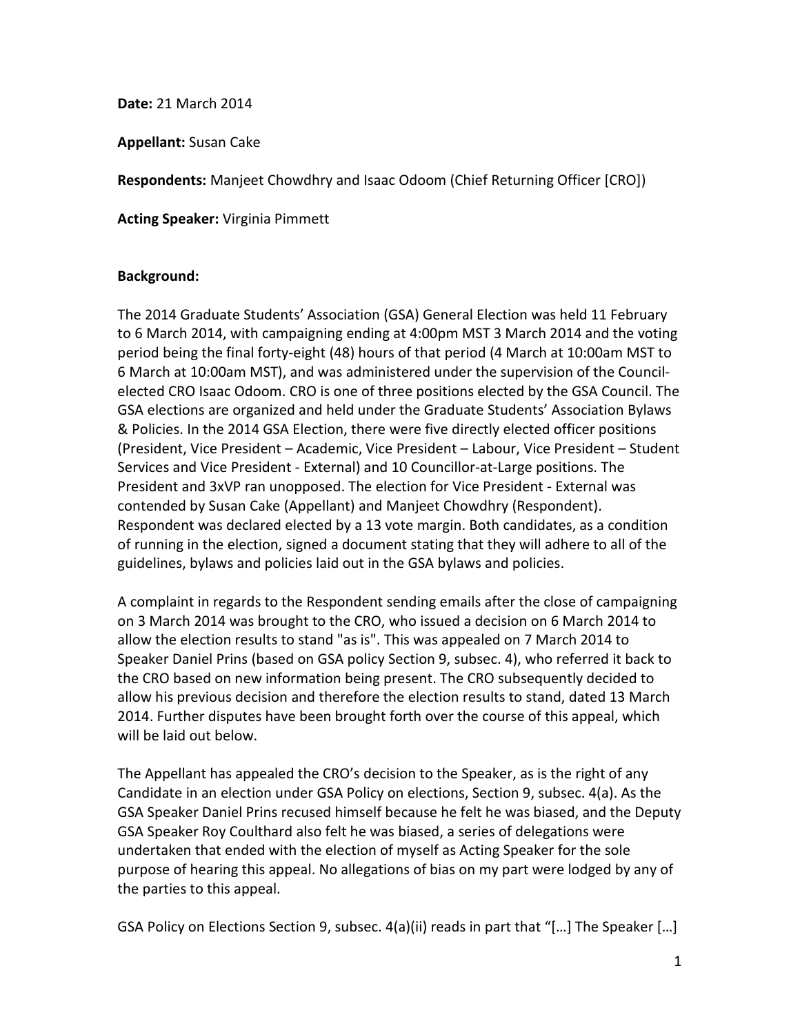**Date:** 21 March 2014

**Appellant:** Susan Cake

**Respondents:** Manjeet Chowdhry and Isaac Odoom (Chief Returning Officer [CRO])

**Acting Speaker:** Virginia Pimmett

**Background:**

The 2014 Graduate Students' Association (GSA) General Election was held 11 February to 6 March 2014, with campaigning ending at 4:00pm MST 3 March 2014 and the voting period being the final forty-eight (48) hours of that period (4 March at 10:00am MST to 6 March at 10:00am MST), and was administered under the supervision of the Council-elected CRO Isaac Odoom. CRO is one of three positions elected by the GSA Council. The GSA elections are organized and held under the Graduate Students' Association Bylaws & Policies. In the 2014 GSA Election, there were five directly elected officer positions (President, Vice President – Academic, Vice President – Labour, Vice President – Student Services and Vice President - External) and 10 Councillor-at-Large positions. The President and 3xVP ran unopposed. The election for Vice President - External was contended by Susan Cake (Appellant) and Manjeet Chowdhry (Respondent). Respondent was declared elected by a 13 vote margin. Both candidates, as a condition of running in the election, signed a document stating that they will adhere to all of the guidelines, bylaws and policies laid out in the GSA bylaws and policies.

A complaint in regards to the Respondent sending emails after the close of campaigning on 3 March 2014 was brought to the CRO, who issued a decision on 6 March 2014 to allow the election results to stand "as is". This was appealed on 7 March 2014 to Speaker Daniel Prins (based on GSA policy Section 9, subsec. 4), who referred it back to the CRO based on new information being present. The CRO subsequently decided to allow his previous decision and therefore the election results to stand, dated 13 March 2014. Further disputes have been brought forth over the course of this appeal, which will be laid out below.

The Appellant has appealed the CRO's decision to the Speaker, as is the right of any Candidate in an election under GSA Policy on elections, Section 9, subsec. 4(a). As the GSA Speaker Daniel Prins recused himself because he felt he was biased, and the Deputy GSA Speaker Roy Coulthard also felt he was biased, a series of delegations were undertaken that ended with the election of myself as Acting Speaker for the sole purpose of hearing this appeal. No allegations of bias on my part were lodged by any of the parties to this appeal.

GSA Policy on Elections Section 9, subsec. 4(a)(ii) reads in part that "[…] The Speaker […]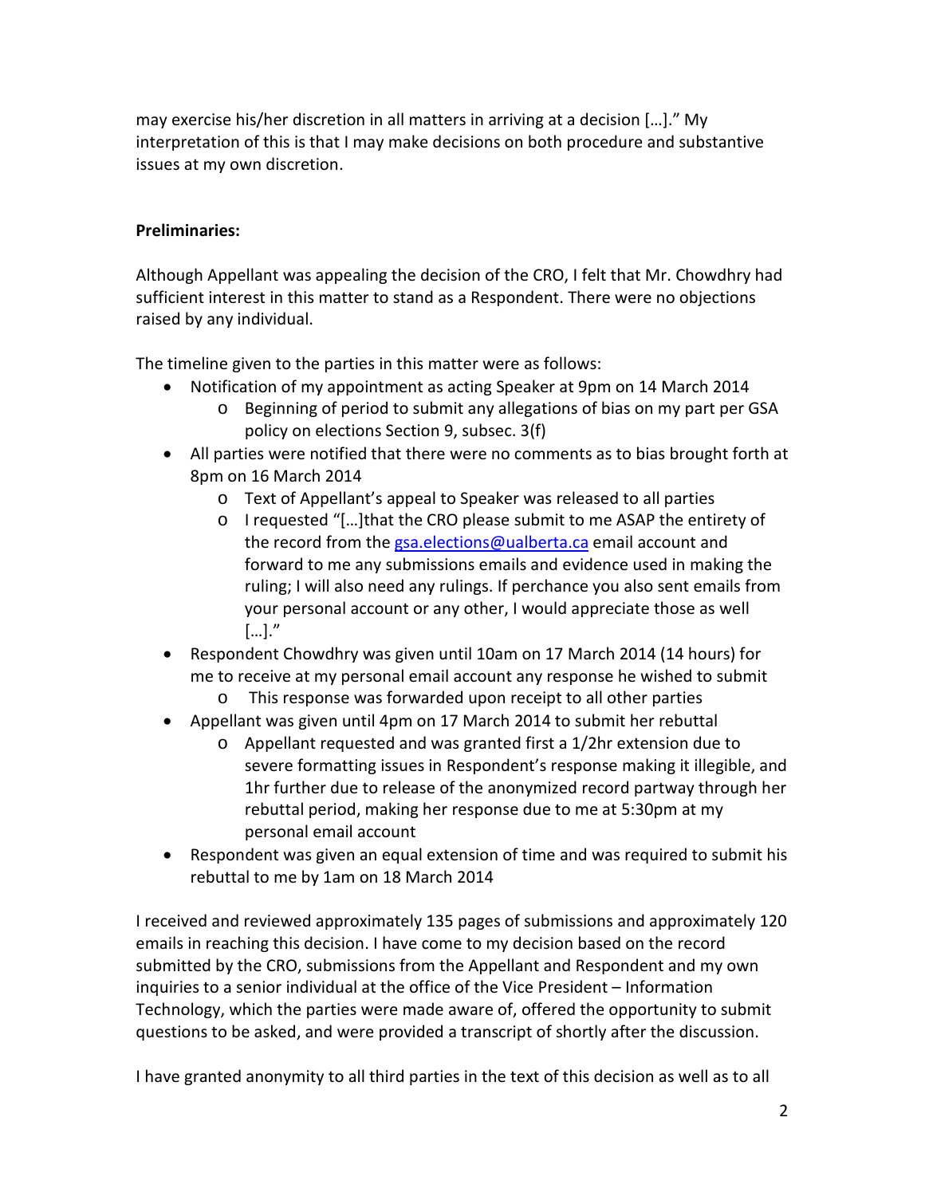may exercise his/her discretion in all matters in arriving at a decision […].” My interpretation of this is that I may make decisions on both procedure and substantive issues at my own discretion.

**Preliminaries:**

Although Appellant was appealing the decision of the CRO, I felt that Mr. Chowdhry had sufficient interest in this matter to stand as a Respondent. There were no objections raised by any individual.

The timeline given to the parties in this matter were as follows:

- Notification of my appointment as acting Speaker at 9pm on 14 March 2014
  - Beginning of period to submit any allegations of bias on my part per GSA policy on elections Section 9, subsec. 3(f)
- All parties were notified that there were no comments as to bias brought forth at 8pm on 16 March 2014
  - Text of Appellant’s appeal to Speaker was released to all parties
  - I requested “[…]that the CRO please submit to me ASAP the entirety of the record from the gsa.elections@ualberta.ca email account and forward to me any submissions emails and evidence used in making the ruling; I will also need any rulings. If perchance you also sent emails from your personal account or any other, I would appreciate those as well […].”
- Respondent Chowdhry was given until 10am on 17 March 2014 (14 hours) for me to receive at my personal email account any response he wished to submit
  - This response was forwarded upon receipt to all other parties
- Appellant was given until 4pm on 17 March 2014 to submit her rebuttal
  - Appellant requested and was granted first a 1/2hr extension due to severe formatting issues in Respondent’s response making it illegible, and 1hr further due to release of the anonymized record partway through her rebuttal period, making her response due to me at 5:30pm at my personal email account
- Respondent was given an equal extension of time and was required to submit his rebuttal to me by 1am on 18 March 2014

I received and reviewed approximately 135 pages of submissions and approximately 120 emails in reaching this decision. I have come to my decision based on the record submitted by the CRO, submissions from the Appellant and Respondent and my own inquiries to a senior individual at the office of the Vice President – Information Technology, which the parties were made aware of, offered the opportunity to submit questions to be asked, and were provided a transcript of shortly after the discussion.

I have granted anonymity to all third parties in the text of this decision as well as to all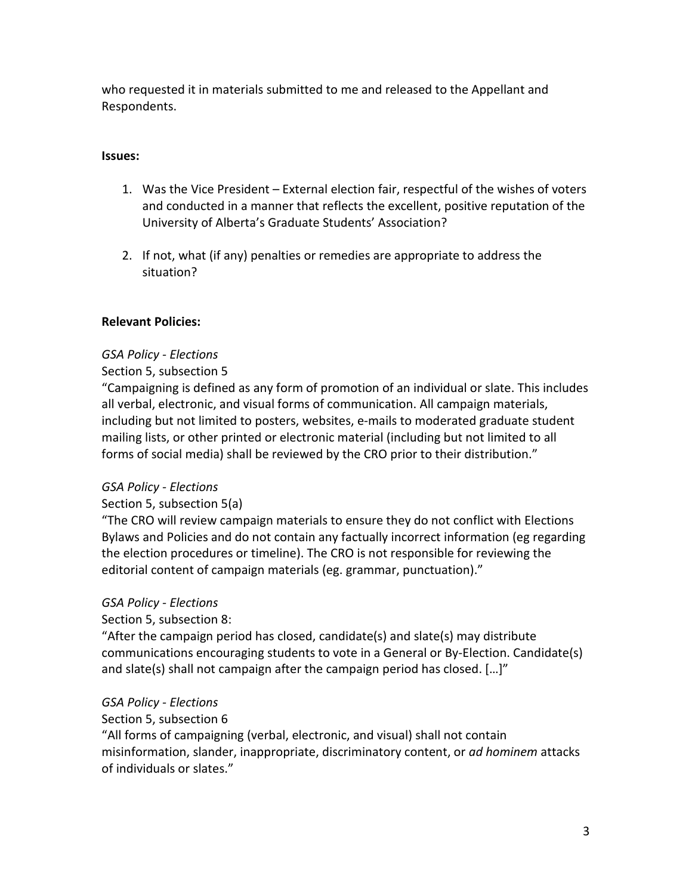who requested it in materials submitted to me and released to the Appellant and Respondents.

**Issues:**

1. Was the Vice President – External election fair, respectful of the wishes of voters and conducted in a manner that reflects the excellent, positive reputation of the University of Alberta's Graduate Students' Association?

2. If not, what (if any) penalties or remedies are appropriate to address the situation?

**Relevant Policies:**

*GSA Policy - Elections*
Section 5, subsection 5
"Campaigning is defined as any form of promotion of an individual or slate. This includes all verbal, electronic, and visual forms of communication. All campaign materials, including but not limited to posters, websites, e-mails to moderated graduate student mailing lists, or other printed or electronic material (including but not limited to all forms of social media) shall be reviewed by the CRO prior to their distribution."

*GSA Policy - Elections*
Section 5, subsection 5(a)
"The CRO will review campaign materials to ensure they do not conflict with Elections Bylaws and Policies and do not contain any factually incorrect information (eg regarding the election procedures or timeline). The CRO is not responsible for reviewing the editorial content of campaign materials (eg. grammar, punctuation)."

*GSA Policy - Elections*
Section 5, subsection 8:
"After the campaign period has closed, candidate(s) and slate(s) may distribute communications encouraging students to vote in a General or By-Election. Candidate(s) and slate(s) shall not campaign after the campaign period has closed. […]"

*GSA Policy - Elections*
Section 5, subsection 6
"All forms of campaigning (verbal, electronic, and visual) shall not contain misinformation, slander, inappropriate, discriminatory content, or *ad hominem* attacks of individuals or slates."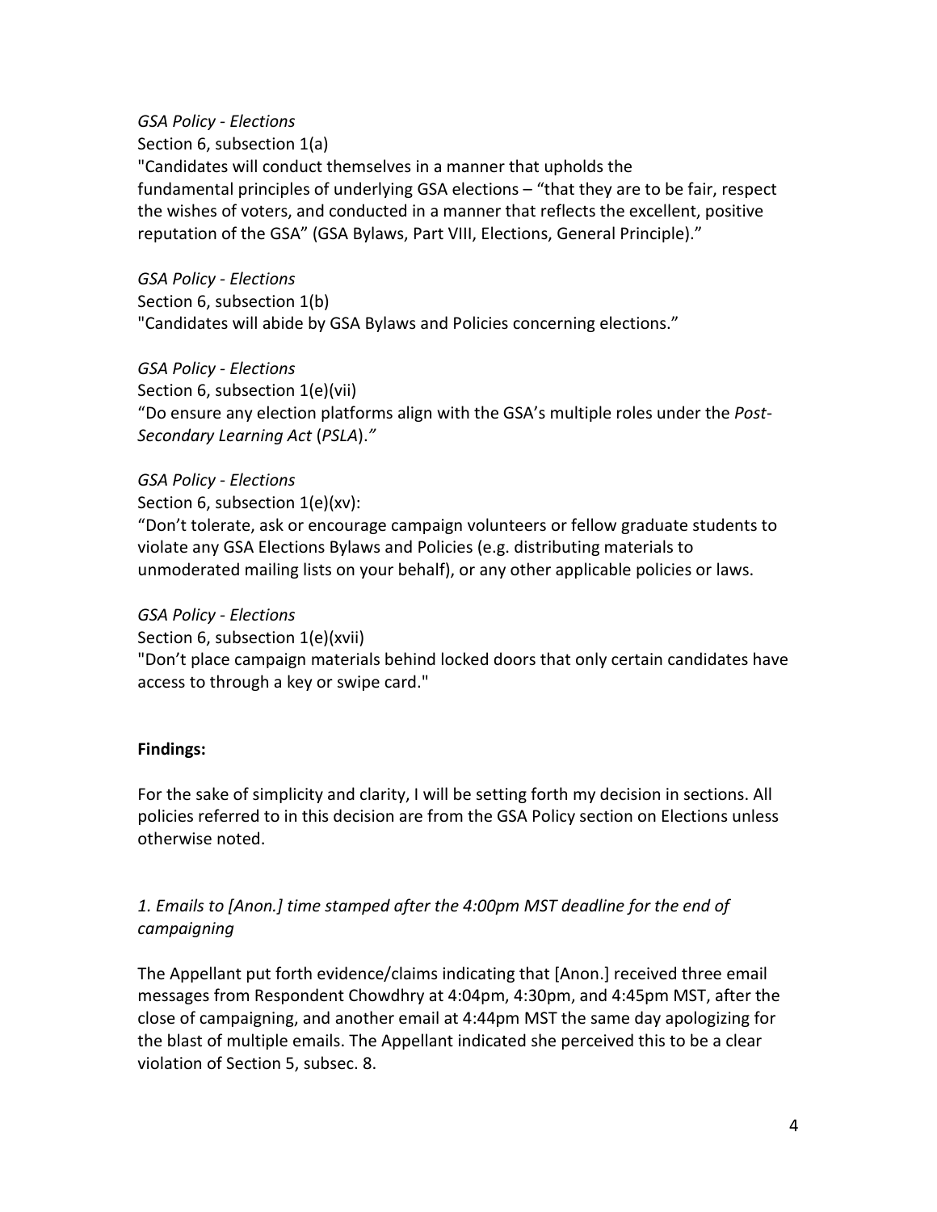*GSA Policy - Elections*
Section 6, subsection 1(a)
"Candidates will conduct themselves in a manner that upholds the fundamental principles of underlying GSA elections – "that they are to be fair, respect the wishes of voters, and conducted in a manner that reflects the excellent, positive reputation of the GSA" (GSA Bylaws, Part VIII, Elections, General Principle)."

*GSA Policy - Elections*
Section 6, subsection 1(b)
"Candidates will abide by GSA Bylaws and Policies concerning elections."

*GSA Policy - Elections*
Section 6, subsection 1(e)(vii)
"Do ensure any election platforms align with the GSA's multiple roles under the *Post-Secondary Learning Act* (*PSLA*)."

*GSA Policy - Elections*
Section 6, subsection 1(e)(xv):
"Don't tolerate, ask or encourage campaign volunteers or fellow graduate students to violate any GSA Elections Bylaws and Policies (e.g. distributing materials to unmoderated mailing lists on your behalf), or any other applicable policies or laws.

*GSA Policy - Elections*
Section 6, subsection 1(e)(xvii)
"Don't place campaign materials behind locked doors that only certain candidates have access to through a key or swipe card."

**Findings:**

For the sake of simplicity and clarity, I will be setting forth my decision in sections. All policies referred to in this decision are from the GSA Policy section on Elections unless otherwise noted.

*1. Emails to [Anon.] time stamped after the 4:00pm MST deadline for the end of campaigning*

The Appellant put forth evidence/claims indicating that [Anon.] received three email messages from Respondent Chowdhry at 4:04pm, 4:30pm, and 4:45pm MST, after the close of campaigning, and another email at 4:44pm MST the same day apologizing for the blast of multiple emails. The Appellant indicated she perceived this to be a clear violation of Section 5, subsec. 8.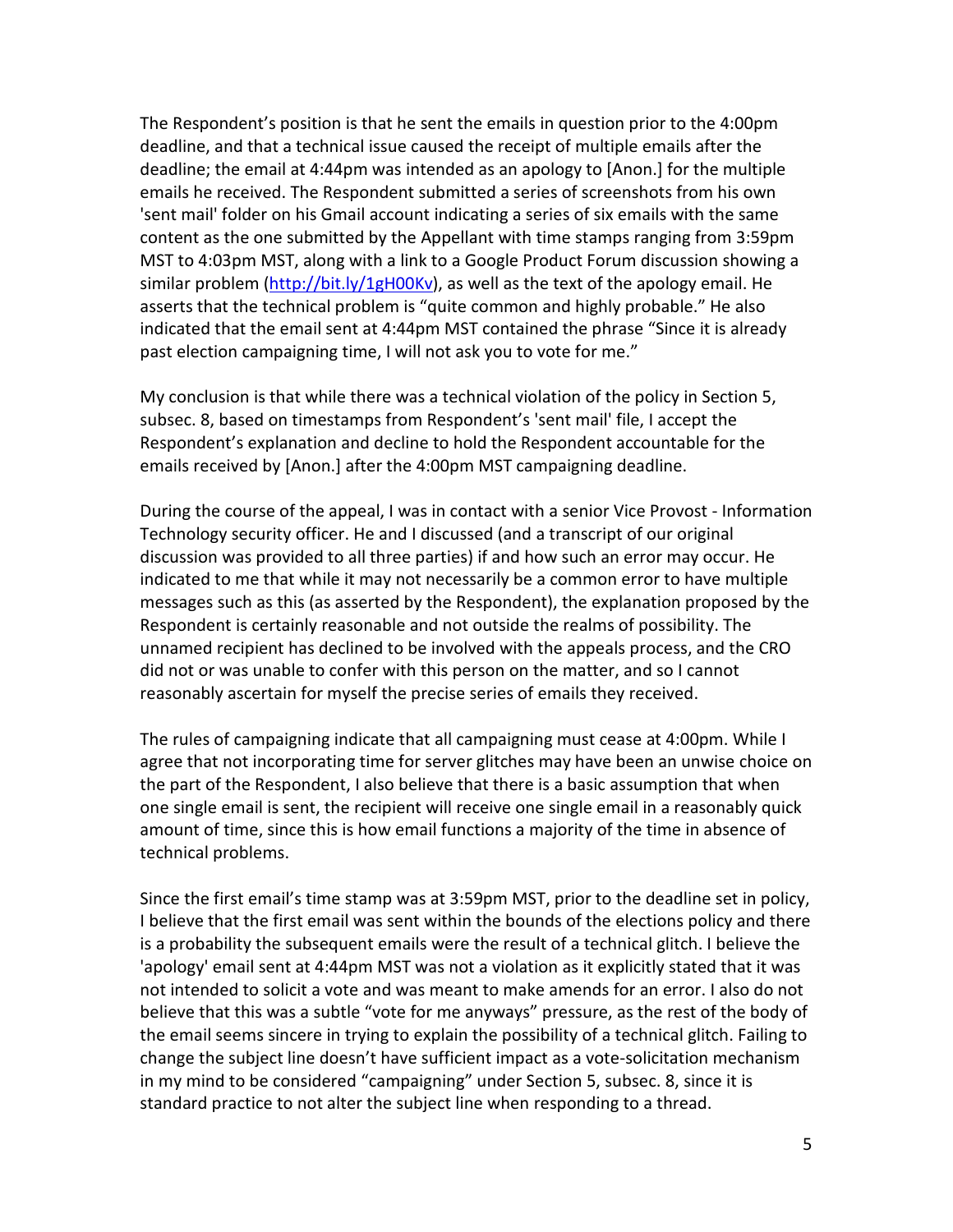The Respondent's position is that he sent the emails in question prior to the 4:00pm deadline, and that a technical issue caused the receipt of multiple emails after the deadline; the email at 4:44pm was intended as an apology to [Anon.] for the multiple emails he received. The Respondent submitted a series of screenshots from his own 'sent mail' folder on his Gmail account indicating a series of six emails with the same content as the one submitted by the Appellant with time stamps ranging from 3:59pm MST to 4:03pm MST, along with a link to a Google Product Forum discussion showing a similar problem (http://bit.ly/1gH00Kv), as well as the text of the apology email. He asserts that the technical problem is "quite common and highly probable." He also indicated that the email sent at 4:44pm MST contained the phrase "Since it is already past election campaigning time, I will not ask you to vote for me."

My conclusion is that while there was a technical violation of the policy in Section 5, subsec. 8, based on timestamps from Respondent's 'sent mail' file, I accept the Respondent's explanation and decline to hold the Respondent accountable for the emails received by [Anon.] after the 4:00pm MST campaigning deadline.

During the course of the appeal, I was in contact with a senior Vice Provost - Information Technology security officer. He and I discussed (and a transcript of our original discussion was provided to all three parties) if and how such an error may occur. He indicated to me that while it may not necessarily be a common error to have multiple messages such as this (as asserted by the Respondent), the explanation proposed by the Respondent is certainly reasonable and not outside the realms of possibility. The unnamed recipient has declined to be involved with the appeals process, and the CRO did not or was unable to confer with this person on the matter, and so I cannot reasonably ascertain for myself the precise series of emails they received.

The rules of campaigning indicate that all campaigning must cease at 4:00pm. While I agree that not incorporating time for server glitches may have been an unwise choice on the part of the Respondent, I also believe that there is a basic assumption that when one single email is sent, the recipient will receive one single email in a reasonably quick amount of time, since this is how email functions a majority of the time in absence of technical problems.

Since the first email's time stamp was at 3:59pm MST, prior to the deadline set in policy, I believe that the first email was sent within the bounds of the elections policy and there is a probability the subsequent emails were the result of a technical glitch. I believe the 'apology' email sent at 4:44pm MST was not a violation as it explicitly stated that it was not intended to solicit a vote and was meant to make amends for an error. I also do not believe that this was a subtle "vote for me anyways" pressure, as the rest of the body of the email seems sincere in trying to explain the possibility of a technical glitch. Failing to change the subject line doesn't have sufficient impact as a vote-solicitation mechanism in my mind to be considered "campaigning" under Section 5, subsec. 8, since it is standard practice to not alter the subject line when responding to a thread.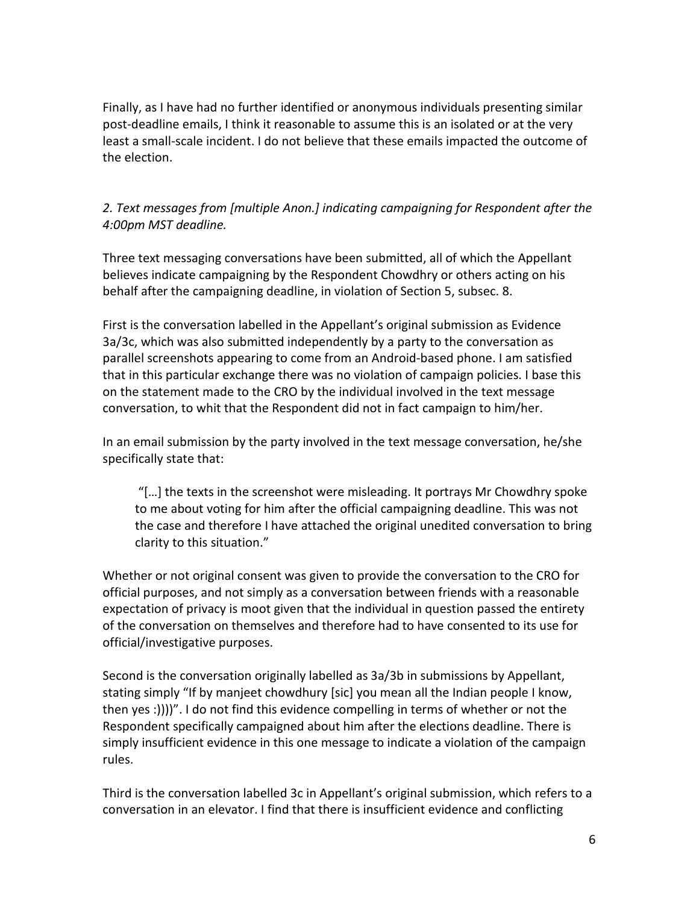Finally, as I have had no further identified or anonymous individuals presenting similar post-deadline emails, I think it reasonable to assume this is an isolated or at the very least a small-scale incident. I do not believe that these emails impacted the outcome of the election.

*2. Text messages from [multiple Anon.] indicating campaigning for Respondent after the 4:00pm MST deadline.*

Three text messaging conversations have been submitted, all of which the Appellant believes indicate campaigning by the Respondent Chowdhry or others acting on his behalf after the campaigning deadline, in violation of Section 5, subsec. 8.

First is the conversation labelled in the Appellant's original submission as Evidence 3a/3c, which was also submitted independently by a party to the conversation as parallel screenshots appearing to come from an Android-based phone. I am satisfied that in this particular exchange there was no violation of campaign policies. I base this on the statement made to the CRO by the individual involved in the text message conversation, to whit that the Respondent did not in fact campaign to him/her.

In an email submission by the party involved in the text message conversation, he/she specifically state that:

> "[…] the texts in the screenshot were misleading. It portrays Mr Chowdhry spoke to me about voting for him after the official campaigning deadline. This was not the case and therefore I have attached the original unedited conversation to bring clarity to this situation."

Whether or not original consent was given to provide the conversation to the CRO for official purposes, and not simply as a conversation between friends with a reasonable expectation of privacy is moot given that the individual in question passed the entirety of the conversation on themselves and therefore had to have consented to its use for official/investigative purposes.

Second is the conversation originally labelled as 3a/3b in submissions by Appellant, stating simply "If by manjeet chowdhury [sic] you mean all the Indian people I know, then yes :))))". I do not find this evidence compelling in terms of whether or not the Respondent specifically campaigned about him after the elections deadline. There is simply insufficient evidence in this one message to indicate a violation of the campaign rules.

Third is the conversation labelled 3c in Appellant's original submission, which refers to a conversation in an elevator. I find that there is insufficient evidence and conflicting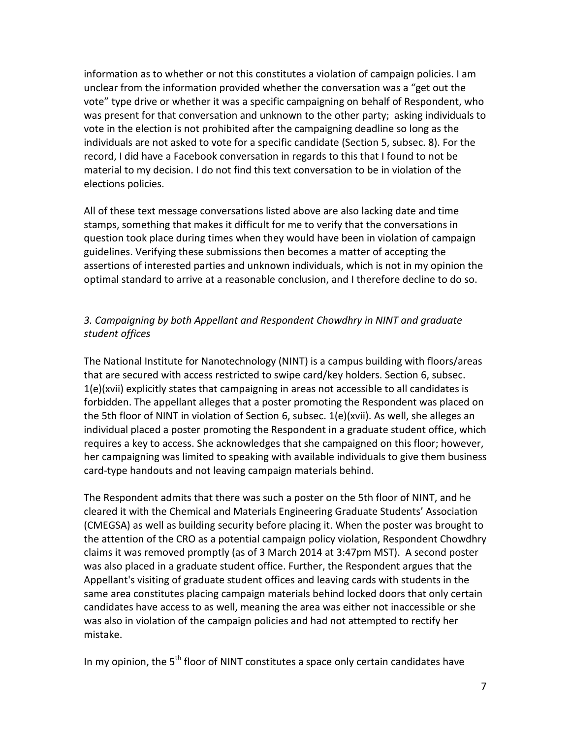information as to whether or not this constitutes a violation of campaign policies. I am unclear from the information provided whether the conversation was a "get out the vote" type drive or whether it was a specific campaigning on behalf of Respondent, who was present for that conversation and unknown to the other party; asking individuals to vote in the election is not prohibited after the campaigning deadline so long as the individuals are not asked to vote for a specific candidate (Section 5, subsec. 8). For the record, I did have a Facebook conversation in regards to this that I found to not be material to my decision. I do not find this text conversation to be in violation of the elections policies.

All of these text message conversations listed above are also lacking date and time stamps, something that makes it difficult for me to verify that the conversations in question took place during times when they would have been in violation of campaign guidelines. Verifying these submissions then becomes a matter of accepting the assertions of interested parties and unknown individuals, which is not in my opinion the optimal standard to arrive at a reasonable conclusion, and I therefore decline to do so.

### *3. Campaigning by both Appellant and Respondent Chowdhry in NINT and graduate student offices*

The National Institute for Nanotechnology (NINT) is a campus building with floors/areas that are secured with access restricted to swipe card/key holders. Section 6, subsec. 1(e)(xvii) explicitly states that campaigning in areas not accessible to all candidates is forbidden. The appellant alleges that a poster promoting the Respondent was placed on the 5th floor of NINT in violation of Section 6, subsec. 1(e)(xvii). As well, she alleges an individual placed a poster promoting the Respondent in a graduate student office, which requires a key to access. She acknowledges that she campaigned on this floor; however, her campaigning was limited to speaking with available individuals to give them business card-type handouts and not leaving campaign materials behind.

The Respondent admits that there was such a poster on the 5th floor of NINT, and he cleared it with the Chemical and Materials Engineering Graduate Students' Association (CMEGSA) as well as building security before placing it. When the poster was brought to the attention of the CRO as a potential campaign policy violation, Respondent Chowdhry claims it was removed promptly (as of 3 March 2014 at 3:47pm MST). A second poster was also placed in a graduate student office. Further, the Respondent argues that the Appellant's visiting of graduate student offices and leaving cards with students in the same area constitutes placing campaign materials behind locked doors that only certain candidates have access to as well, meaning the area was either not inaccessible or she was also in violation of the campaign policies and had not attempted to rectify her mistake.

In my opinion, the 5th floor of NINT constitutes a space only certain candidates have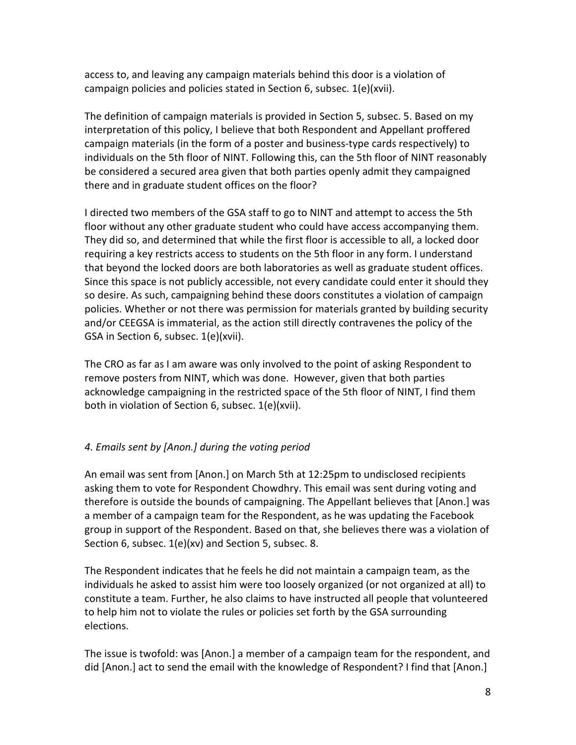access to, and leaving any campaign materials behind this door is a violation of campaign policies and policies stated in Section 6, subsec. 1(e)(xvii).

The definition of campaign materials is provided in Section 5, subsec. 5. Based on my interpretation of this policy, I believe that both Respondent and Appellant proffered campaign materials (in the form of a poster and business-type cards respectively) to individuals on the 5th floor of NINT. Following this, can the 5th floor of NINT reasonably be considered a secured area given that both parties openly admit they campaigned there and in graduate student offices on the floor?

I directed two members of the GSA staff to go to NINT and attempt to access the 5th floor without any other graduate student who could have access accompanying them. They did so, and determined that while the first floor is accessible to all, a locked door requiring a key restricts access to students on the 5th floor in any form. I understand that beyond the locked doors are both laboratories as well as graduate student offices. Since this space is not publicly accessible, not every candidate could enter it should they so desire. As such, campaigning behind these doors constitutes a violation of campaign policies. Whether or not there was permission for materials granted by building security and/or CEEGSA is immaterial, as the action still directly contravenes the policy of the GSA in Section 6, subsec. 1(e)(xvii).

The CRO as far as I am aware was only involved to the point of asking Respondent to remove posters from NINT, which was done. However, given that both parties acknowledge campaigning in the restricted space of the 5th floor of NINT, I find them both in violation of Section 6, subsec. 1(e)(xvii).

*4. Emails sent by [Anon.] during the voting period*

An email was sent from [Anon.] on March 5th at 12:25pm to undisclosed recipients asking them to vote for Respondent Chowdhry. This email was sent during voting and therefore is outside the bounds of campaigning. The Appellant believes that [Anon.] was a member of a campaign team for the Respondent, as he was updating the Facebook group in support of the Respondent. Based on that, she believes there was a violation of Section 6, subsec. 1(e)(xv) and Section 5, subsec. 8.

The Respondent indicates that he feels he did not maintain a campaign team, as the individuals he asked to assist him were too loosely organized (or not organized at all) to constitute a team. Further, he also claims to have instructed all people that volunteered to help him not to violate the rules or policies set forth by the GSA surrounding elections.

The issue is twofold: was [Anon.] a member of a campaign team for the respondent, and did [Anon.] act to send the email with the knowledge of Respondent? I find that [Anon.]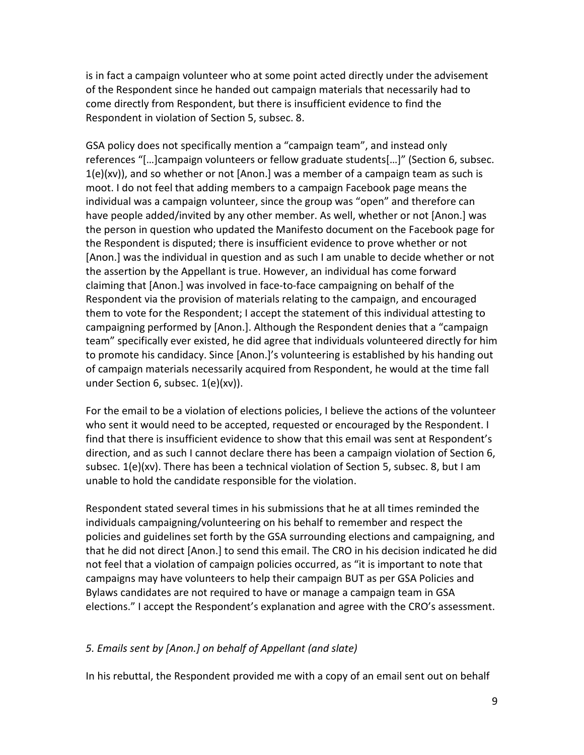is in fact a campaign volunteer who at some point acted directly under the advisement of the Respondent since he handed out campaign materials that necessarily had to come directly from Respondent, but there is insufficient evidence to find the Respondent in violation of Section 5, subsec. 8.

GSA policy does not specifically mention a "campaign team", and instead only references "[…]campaign volunteers or fellow graduate students[…]" (Section 6, subsec. 1(e)(xv)), and so whether or not [Anon.] was a member of a campaign team as such is moot. I do not feel that adding members to a campaign Facebook page means the individual was a campaign volunteer, since the group was "open" and therefore can have people added/invited by any other member. As well, whether or not [Anon.] was the person in question who updated the Manifesto document on the Facebook page for the Respondent is disputed; there is insufficient evidence to prove whether or not [Anon.] was the individual in question and as such I am unable to decide whether or not the assertion by the Appellant is true. However, an individual has come forward claiming that [Anon.] was involved in face-to-face campaigning on behalf of the Respondent via the provision of materials relating to the campaign, and encouraged them to vote for the Respondent; I accept the statement of this individual attesting to campaigning performed by [Anon.]. Although the Respondent denies that a "campaign team" specifically ever existed, he did agree that individuals volunteered directly for him to promote his candidacy. Since [Anon.]'s volunteering is established by his handing out of campaign materials necessarily acquired from Respondent, he would at the time fall under Section 6, subsec. 1(e)(xv)).

For the email to be a violation of elections policies, I believe the actions of the volunteer who sent it would need to be accepted, requested or encouraged by the Respondent. I find that there is insufficient evidence to show that this email was sent at Respondent's direction, and as such I cannot declare there has been a campaign violation of Section 6, subsec. 1(e)(xv). There has been a technical violation of Section 5, subsec. 8, but I am unable to hold the candidate responsible for the violation.

Respondent stated several times in his submissions that he at all times reminded the individuals campaigning/volunteering on his behalf to remember and respect the policies and guidelines set forth by the GSA surrounding elections and campaigning, and that he did not direct [Anon.] to send this email. The CRO in his decision indicated he did not feel that a violation of campaign policies occurred, as "it is important to note that campaigns may have volunteers to help their campaign BUT as per GSA Policies and Bylaws candidates are not required to have or manage a campaign team in GSA elections." I accept the Respondent's explanation and agree with the CRO's assessment.

*5. Emails sent by [Anon.] on behalf of Appellant (and slate)*

In his rebuttal, the Respondent provided me with a copy of an email sent out on behalf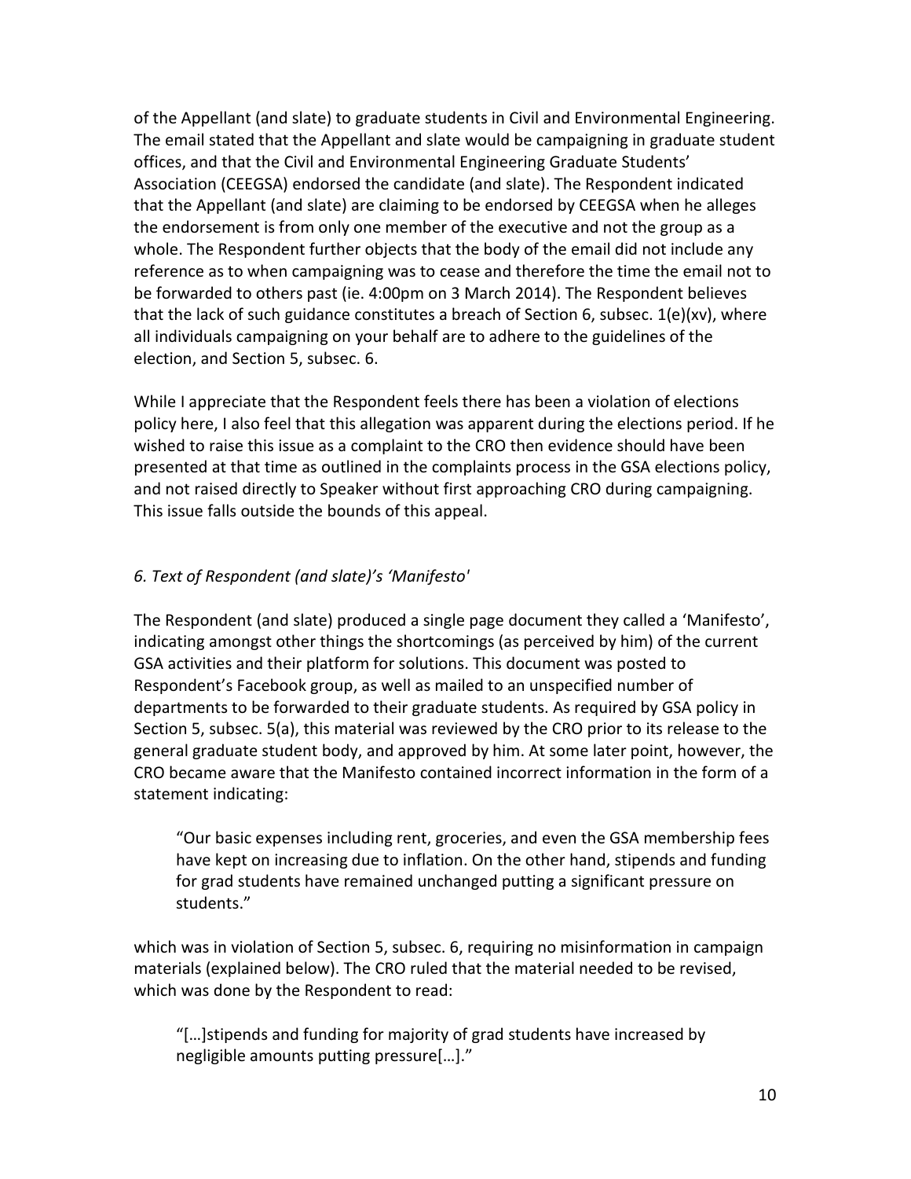of the Appellant (and slate) to graduate students in Civil and Environmental Engineering. The email stated that the Appellant and slate would be campaigning in graduate student offices, and that the Civil and Environmental Engineering Graduate Students' Association (CEEGSA) endorsed the candidate (and slate). The Respondent indicated that the Appellant (and slate) are claiming to be endorsed by CEEGSA when he alleges the endorsement is from only one member of the executive and not the group as a whole. The Respondent further objects that the body of the email did not include any reference as to when campaigning was to cease and therefore the time the email not to be forwarded to others past (ie. 4:00pm on 3 March 2014). The Respondent believes that the lack of such guidance constitutes a breach of Section 6, subsec. 1(e)(xv), where all individuals campaigning on your behalf are to adhere to the guidelines of the election, and Section 5, subsec. 6.

While I appreciate that the Respondent feels there has been a violation of elections policy here, I also feel that this allegation was apparent during the elections period. If he wished to raise this issue as a complaint to the CRO then evidence should have been presented at that time as outlined in the complaints process in the GSA elections policy, and not raised directly to Speaker without first approaching CRO during campaigning. This issue falls outside the bounds of this appeal.

*6. Text of Respondent (and slate)'s 'Manifesto'*

The Respondent (and slate) produced a single page document they called a 'Manifesto', indicating amongst other things the shortcomings (as perceived by him) of the current GSA activities and their platform for solutions. This document was posted to Respondent's Facebook group, as well as mailed to an unspecified number of departments to be forwarded to their graduate students. As required by GSA policy in Section 5, subsec. 5(a), this material was reviewed by the CRO prior to its release to the general graduate student body, and approved by him. At some later point, however, the CRO became aware that the Manifesto contained incorrect information in the form of a statement indicating:

> "Our basic expenses including rent, groceries, and even the GSA membership fees have kept on increasing due to inflation. On the other hand, stipends and funding for grad students have remained unchanged putting a significant pressure on students."

which was in violation of Section 5, subsec. 6, requiring no misinformation in campaign materials (explained below). The CRO ruled that the material needed to be revised, which was done by the Respondent to read:

> "[…]stipends and funding for majority of grad students have increased by negligible amounts putting pressure[…]."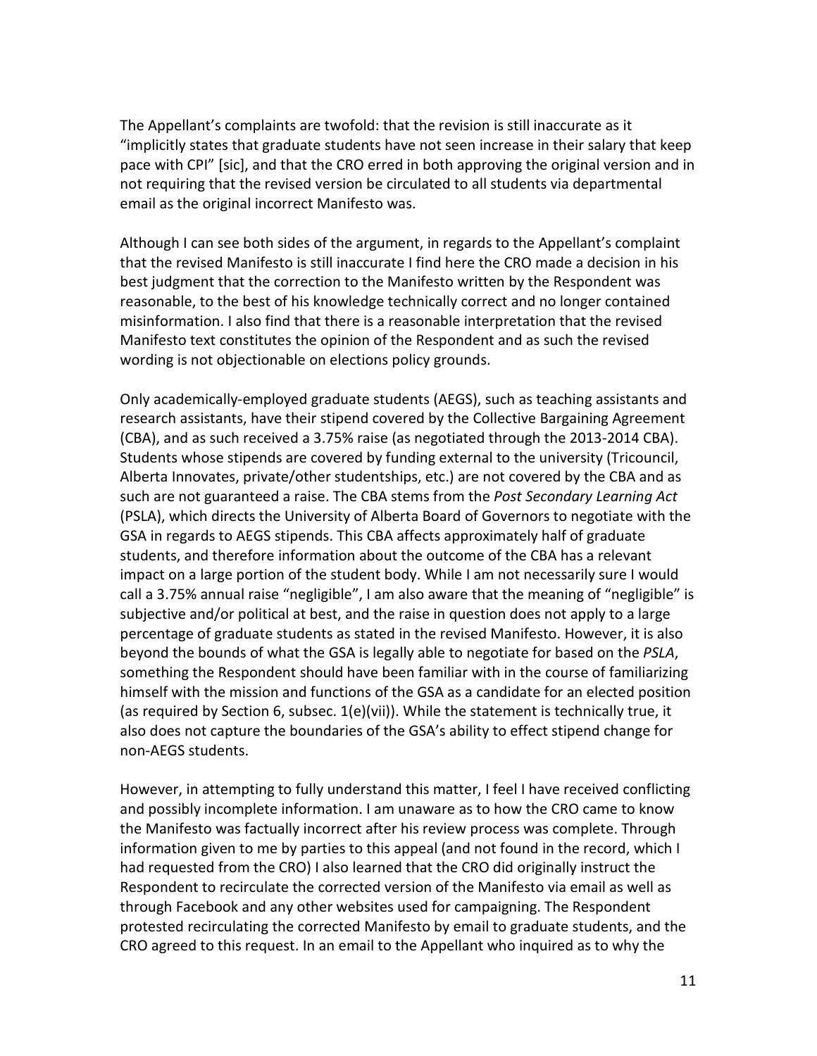The Appellant's complaints are twofold: that the revision is still inaccurate as it "implicitly states that graduate students have not seen increase in their salary that keep pace with CPI" [sic], and that the CRO erred in both approving the original version and in not requiring that the revised version be circulated to all students via departmental email as the original incorrect Manifesto was.

Although I can see both sides of the argument, in regards to the Appellant's complaint that the revised Manifesto is still inaccurate I find here the CRO made a decision in his best judgment that the correction to the Manifesto written by the Respondent was reasonable, to the best of his knowledge technically correct and no longer contained misinformation. I also find that there is a reasonable interpretation that the revised Manifesto text constitutes the opinion of the Respondent and as such the revised wording is not objectionable on elections policy grounds.

Only academically-employed graduate students (AEGS), such as teaching assistants and research assistants, have their stipend covered by the Collective Bargaining Agreement (CBA), and as such received a 3.75% raise (as negotiated through the 2013-2014 CBA). Students whose stipends are covered by funding external to the university (Tricouncil, Alberta Innovates, private/other studentships, etc.) are not covered by the CBA and as such are not guaranteed a raise. The CBA stems from the *Post Secondary Learning Act* (PSLA), which directs the University of Alberta Board of Governors to negotiate with the GSA in regards to AEGS stipends. This CBA affects approximately half of graduate students, and therefore information about the outcome of the CBA has a relevant impact on a large portion of the student body. While I am not necessarily sure I would call a 3.75% annual raise "negligible", I am also aware that the meaning of "negligible" is subjective and/or political at best, and the raise in question does not apply to a large percentage of graduate students as stated in the revised Manifesto. However, it is also beyond the bounds of what the GSA is legally able to negotiate for based on the *PSLA*, something the Respondent should have been familiar with in the course of familiarizing himself with the mission and functions of the GSA as a candidate for an elected position (as required by Section 6, subsec. 1(e)(vii)). While the statement is technically true, it also does not capture the boundaries of the GSA's ability to effect stipend change for non-AEGS students.

However, in attempting to fully understand this matter, I feel I have received conflicting and possibly incomplete information. I am unaware as to how the CRO came to know the Manifesto was factually incorrect after his review process was complete. Through information given to me by parties to this appeal (and not found in the record, which I had requested from the CRO) I also learned that the CRO did originally instruct the Respondent to recirculate the corrected version of the Manifesto via email as well as through Facebook and any other websites used for campaigning. The Respondent protested recirculating the corrected Manifesto by email to graduate students, and the CRO agreed to this request. In an email to the Appellant who inquired as to why the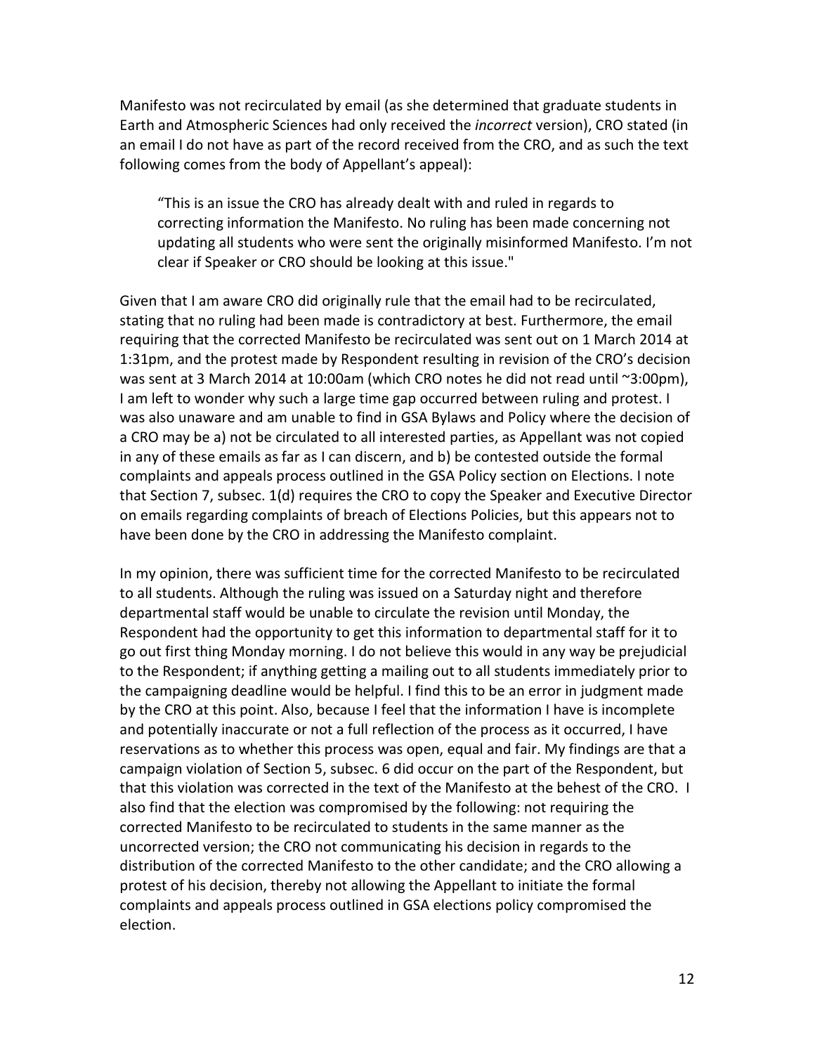Manifesto was not recirculated by email (as she determined that graduate students in Earth and Atmospheric Sciences had only received the *incorrect* version), CRO stated (in an email I do not have as part of the record received from the CRO, and as such the text following comes from the body of Appellant's appeal):

> "This is an issue the CRO has already dealt with and ruled in regards to correcting information the Manifesto. No ruling has been made concerning not updating all students who were sent the originally misinformed Manifesto. I'm not clear if Speaker or CRO should be looking at this issue."

Given that I am aware CRO did originally rule that the email had to be recirculated, stating that no ruling had been made is contradictory at best. Furthermore, the email requiring that the corrected Manifesto be recirculated was sent out on 1 March 2014 at 1:31pm, and the protest made by Respondent resulting in revision of the CRO's decision was sent at 3 March 2014 at 10:00am (which CRO notes he did not read until ~3:00pm), I am left to wonder why such a large time gap occurred between ruling and protest. I was also unaware and am unable to find in GSA Bylaws and Policy where the decision of a CRO may be a) not be circulated to all interested parties, as Appellant was not copied in any of these emails as far as I can discern, and b) be contested outside the formal complaints and appeals process outlined in the GSA Policy section on Elections. I note that Section 7, subsec. 1(d) requires the CRO to copy the Speaker and Executive Director on emails regarding complaints of breach of Elections Policies, but this appears not to have been done by the CRO in addressing the Manifesto complaint.

In my opinion, there was sufficient time for the corrected Manifesto to be recirculated to all students. Although the ruling was issued on a Saturday night and therefore departmental staff would be unable to circulate the revision until Monday, the Respondent had the opportunity to get this information to departmental staff for it to go out first thing Monday morning. I do not believe this would in any way be prejudicial to the Respondent; if anything getting a mailing out to all students immediately prior to the campaigning deadline would be helpful. I find this to be an error in judgment made by the CRO at this point. Also, because I feel that the information I have is incomplete and potentially inaccurate or not a full reflection of the process as it occurred, I have reservations as to whether this process was open, equal and fair. My findings are that a campaign violation of Section 5, subsec. 6 did occur on the part of the Respondent, but that this violation was corrected in the text of the Manifesto at the behest of the CRO. I also find that the election was compromised by the following: not requiring the corrected Manifesto to be recirculated to students in the same manner as the uncorrected version; the CRO not communicating his decision in regards to the distribution of the corrected Manifesto to the other candidate; and the CRO allowing a protest of his decision, thereby not allowing the Appellant to initiate the formal complaints and appeals process outlined in GSA elections policy compromised the election.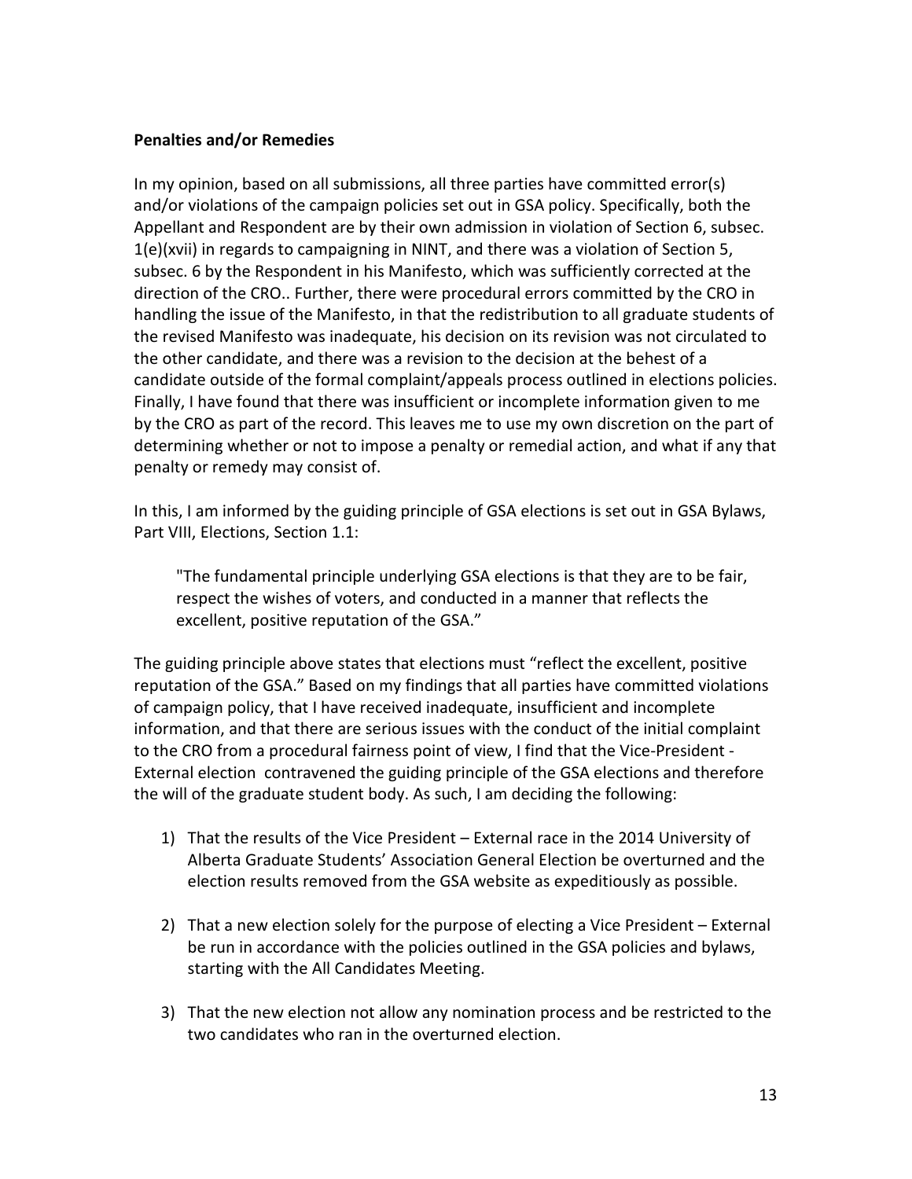**Penalties and/or Remedies**

In my opinion, based on all submissions, all three parties have committed error(s) and/or violations of the campaign policies set out in GSA policy. Specifically, both the Appellant and Respondent are by their own admission in violation of Section 6, subsec. 1(e)(xvii) in regards to campaigning in NINT, and there was a violation of Section 5, subsec. 6 by the Respondent in his Manifesto, which was sufficiently corrected at the direction of the CRO.. Further, there were procedural errors committed by the CRO in handling the issue of the Manifesto, in that the redistribution to all graduate students of the revised Manifesto was inadequate, his decision on its revision was not circulated to the other candidate, and there was a revision to the decision at the behest of a candidate outside of the formal complaint/appeals process outlined in elections policies. Finally, I have found that there was insufficient or incomplete information given to me by the CRO as part of the record. This leaves me to use my own discretion on the part of determining whether or not to impose a penalty or remedial action, and what if any that penalty or remedy may consist of.

In this, I am informed by the guiding principle of GSA elections is set out in GSA Bylaws, Part VIII, Elections, Section 1.1:

> "The fundamental principle underlying GSA elections is that they are to be fair, respect the wishes of voters, and conducted in a manner that reflects the excellent, positive reputation of the GSA."

The guiding principle above states that elections must "reflect the excellent, positive reputation of the GSA." Based on my findings that all parties have committed violations of campaign policy, that I have received inadequate, insufficient and incomplete information, and that there are serious issues with the conduct of the initial complaint to the CRO from a procedural fairness point of view, I find that the Vice-President - External election contravened the guiding principle of the GSA elections and therefore the will of the graduate student body. As such, I am deciding the following:

1) That the results of the Vice President – External race in the 2014 University of Alberta Graduate Students' Association General Election be overturned and the election results removed from the GSA website as expeditiously as possible.

2) That a new election solely for the purpose of electing a Vice President – External be run in accordance with the policies outlined in the GSA policies and bylaws, starting with the All Candidates Meeting.

3) That the new election not allow any nomination process and be restricted to the two candidates who ran in the overturned election.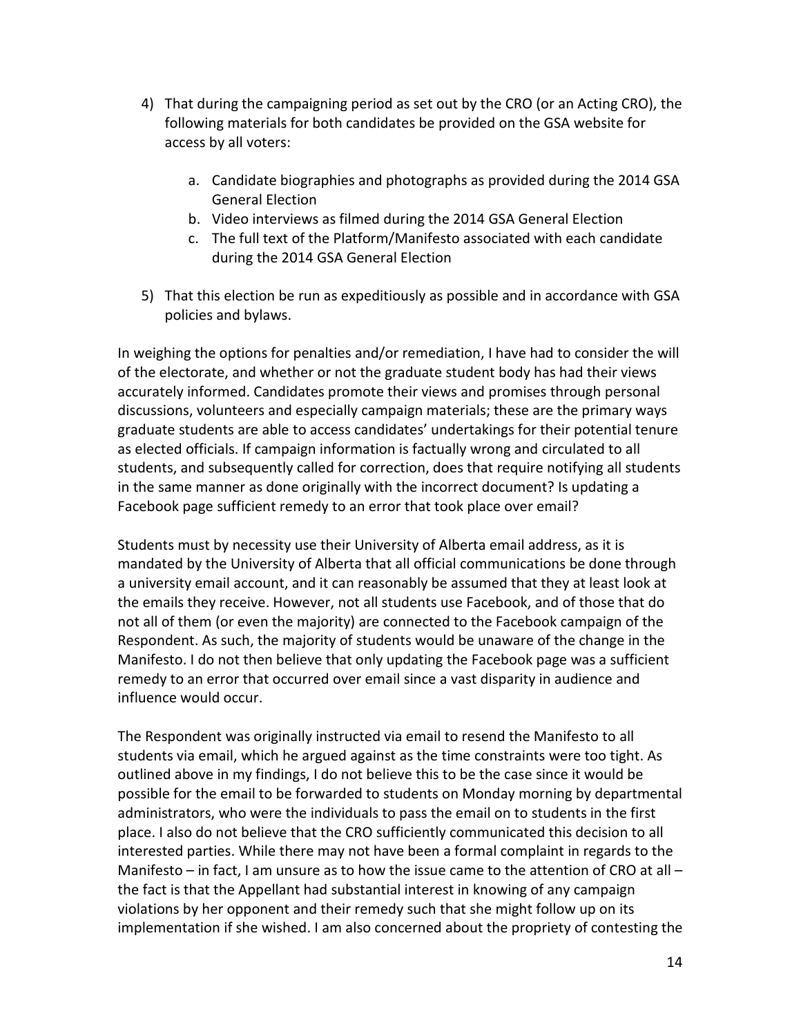4) That during the campaigning period as set out by the CRO (or an Acting CRO), the following materials for both candidates be provided on the GSA website for access by all voters:

    a. Candidate biographies and photographs as provided during the 2014 GSA General Election
    b. Video interviews as filmed during the 2014 GSA General Election
    c. The full text of the Platform/Manifesto associated with each candidate during the 2014 GSA General Election

5) That this election be run as expeditiously as possible and in accordance with GSA policies and bylaws.

In weighing the options for penalties and/or remediation, I have had to consider the will of the electorate, and whether or not the graduate student body has had their views accurately informed. Candidates promote their views and promises through personal discussions, volunteers and especially campaign materials; these are the primary ways graduate students are able to access candidates' undertakings for their potential tenure as elected officials. If campaign information is factually wrong and circulated to all students, and subsequently called for correction, does that require notifying all students in the same manner as done originally with the incorrect document? Is updating a Facebook page sufficient remedy to an error that took place over email?

Students must by necessity use their University of Alberta email address, as it is mandated by the University of Alberta that all official communications be done through a university email account, and it can reasonably be assumed that they at least look at the emails they receive. However, not all students use Facebook, and of those that do not all of them (or even the majority) are connected to the Facebook campaign of the Respondent. As such, the majority of students would be unaware of the change in the Manifesto. I do not then believe that only updating the Facebook page was a sufficient remedy to an error that occurred over email since a vast disparity in audience and influence would occur.

The Respondent was originally instructed via email to resend the Manifesto to all students via email, which he argued against as the time constraints were too tight. As outlined above in my findings, I do not believe this to be the case since it would be possible for the email to be forwarded to students on Monday morning by departmental administrators, who were the individuals to pass the email on to students in the first place. I also do not believe that the CRO sufficiently communicated this decision to all interested parties. While there may not have been a formal complaint in regards to the Manifesto – in fact, I am unsure as to how the issue came to the attention of CRO at all – the fact is that the Appellant had substantial interest in knowing of any campaign violations by her opponent and their remedy such that she might follow up on its implementation if she wished. I am also concerned about the propriety of contesting the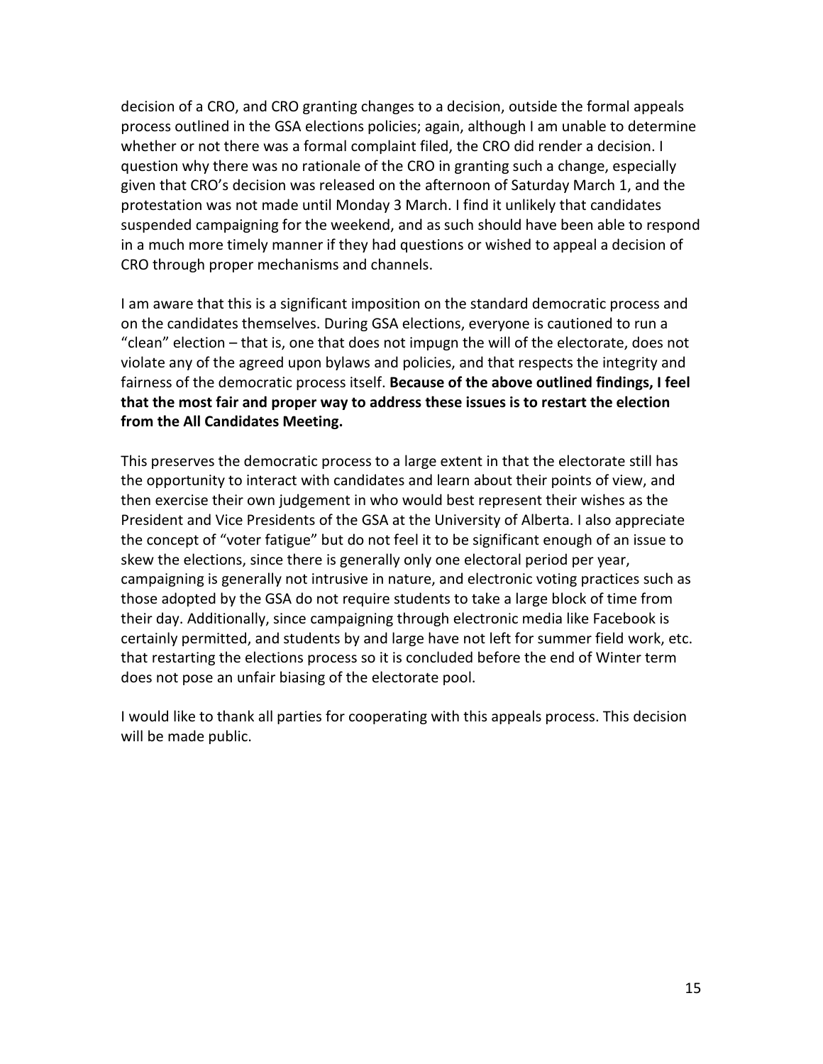decision of a CRO, and CRO granting changes to a decision, outside the formal appeals process outlined in the GSA elections policies; again, although I am unable to determine whether or not there was a formal complaint filed, the CRO did render a decision. I question why there was no rationale of the CRO in granting such a change, especially given that CRO's decision was released on the afternoon of Saturday March 1, and the protestation was not made until Monday 3 March. I find it unlikely that candidates suspended campaigning for the weekend, and as such should have been able to respond in a much more timely manner if they had questions or wished to appeal a decision of CRO through proper mechanisms and channels.

I am aware that this is a significant imposition on the standard democratic process and on the candidates themselves. During GSA elections, everyone is cautioned to run a "clean" election – that is, one that does not impugn the will of the electorate, does not violate any of the agreed upon bylaws and policies, and that respects the integrity and fairness of the democratic process itself. **Because of the above outlined findings, I feel that the most fair and proper way to address these issues is to restart the election from the All Candidates Meeting.**

This preserves the democratic process to a large extent in that the electorate still has the opportunity to interact with candidates and learn about their points of view, and then exercise their own judgement in who would best represent their wishes as the President and Vice Presidents of the GSA at the University of Alberta. I also appreciate the concept of "voter fatigue" but do not feel it to be significant enough of an issue to skew the elections, since there is generally only one electoral period per year, campaigning is generally not intrusive in nature, and electronic voting practices such as those adopted by the GSA do not require students to take a large block of time from their day. Additionally, since campaigning through electronic media like Facebook is certainly permitted, and students by and large have not left for summer field work, etc. that restarting the elections process so it is concluded before the end of Winter term does not pose an unfair biasing of the electorate pool.

I would like to thank all parties for cooperating with this appeals process. This decision will be made public.